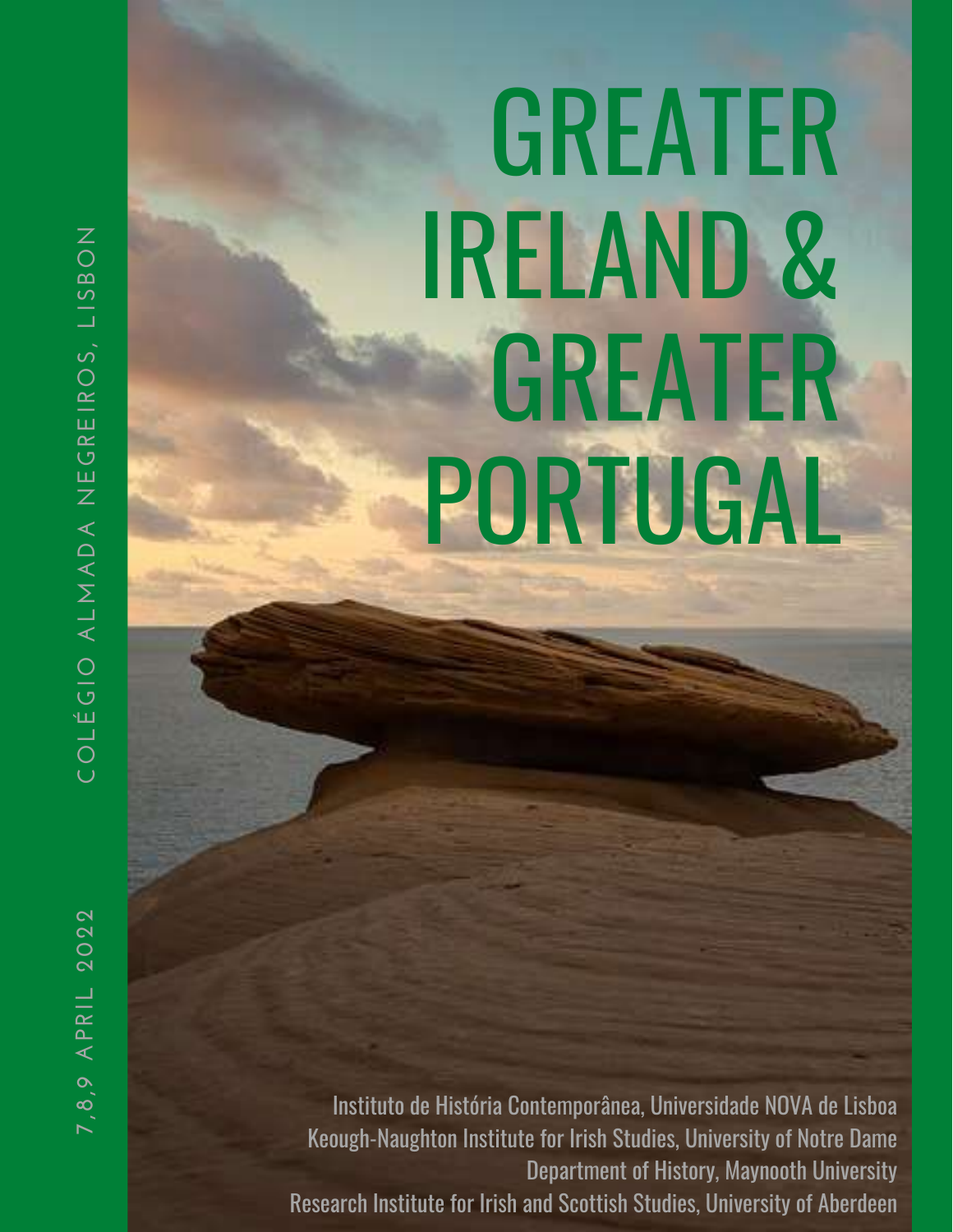# GREATER IRELAND & GREATER PORTUGAL

COLÉGIO ALMADA NEGREIROS, LISBON

7,8,9 APRIL 2022

Instituto de História Contemporânea, Universidade NOVA de Lisboa
Keough-Naughton Institute for Irish Studies, University of Notre Dame
Department of History, Maynooth University
Research Institute for Irish and Scottish Studies, University of Aberdeen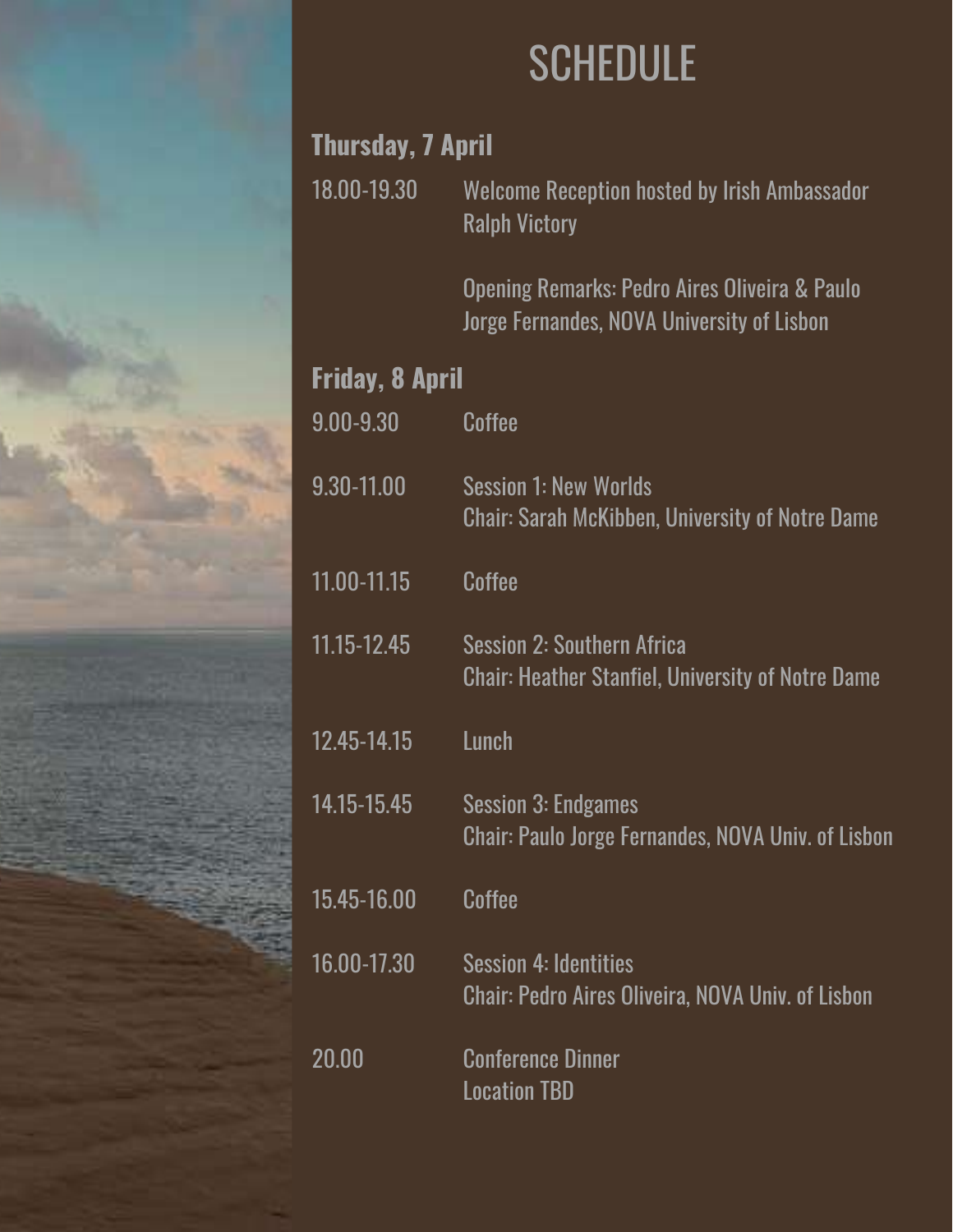# SCHEDULE

## Thursday, 7 April

| | |
|---|---|
| 18.00-19.30 | Welcome Reception hosted by Irish Ambassador Ralph Victory |
| | Opening Remarks: Pedro Aires Oliveira & Paulo Jorge Fernandes, NOVA University of Lisbon |

## Friday, 8 April

| | |
|---|---|
| 9.00-9.30 | Coffee |
| 9.30-11.00 | Session 1: New Worlds<br>Chair: Sarah McKibben, University of Notre Dame |
| 11.00-11.15 | Coffee |
| 11.15-12.45 | Session 2: Southern Africa<br>Chair: Heather Stanfiel, University of Notre Dame |
| 12.45-14.15 | Lunch |
| 14.15-15.45 | Session 3: Endgames<br>Chair: Paulo Jorge Fernandes, NOVA Univ. of Lisbon |
| 15.45-16.00 | Coffee |
| 16.00-17.30 | Session 4: Identities<br>Chair: Pedro Aires Oliveira, NOVA Univ. of Lisbon |
| 20.00 | Conference Dinner<br>Location TBD |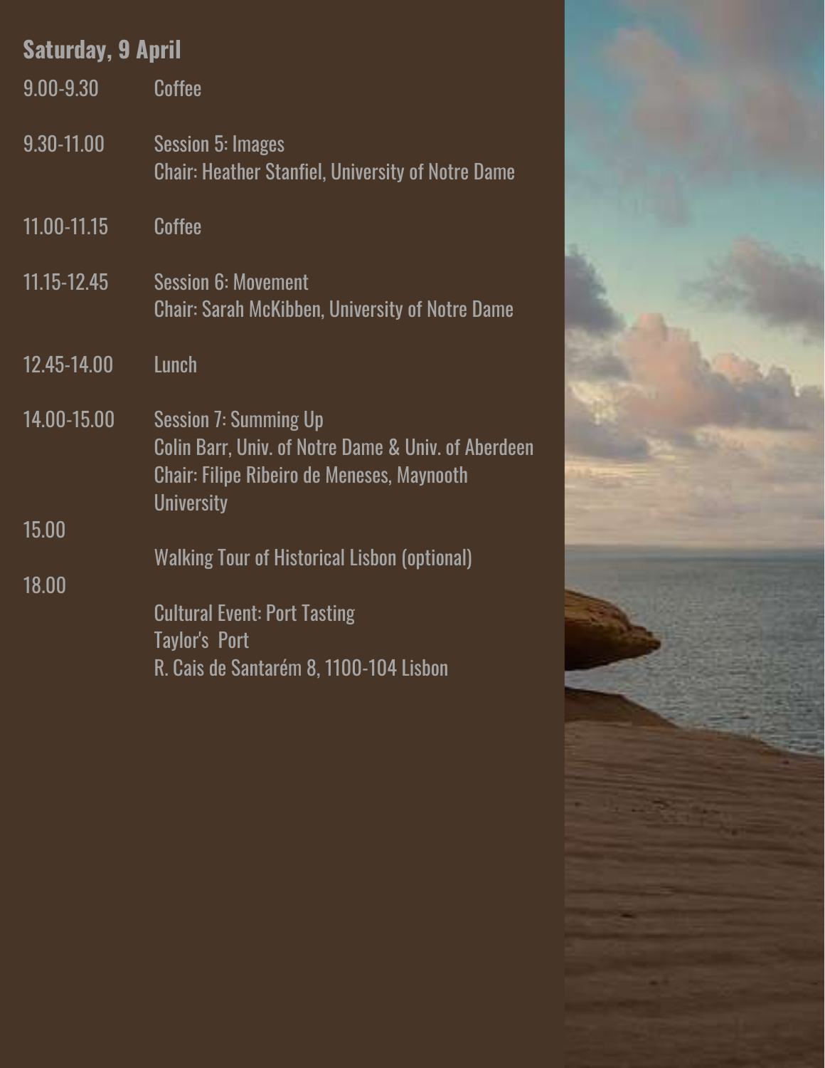## Saturday, 9 April

| | |
|---|---|
| 9.00-9.30 | Coffee |
| 9.30-11.00 | Session 5: Images<br>Chair: Heather Stanfiel, University of Notre Dame |
| 11.00-11.15 | Coffee |
| 11.15-12.45 | Session 6: Movement<br>Chair: Sarah McKibben, University of Notre Dame |
| 12.45-14.00 | Lunch |
| 14.00-15.00 | Session 7: Summing Up<br>Colin Barr, Univ. of Notre Dame & Univ. of Aberdeen<br>Chair: Filipe Ribeiro de Meneses, Maynooth University |
| 15.00 | Walking Tour of Historical Lisbon (optional) |
| 18.00 | Cultural Event: Port Tasting<br>Taylor's Port<br>R. Cais de Santarém 8, 1100-104 Lisbon |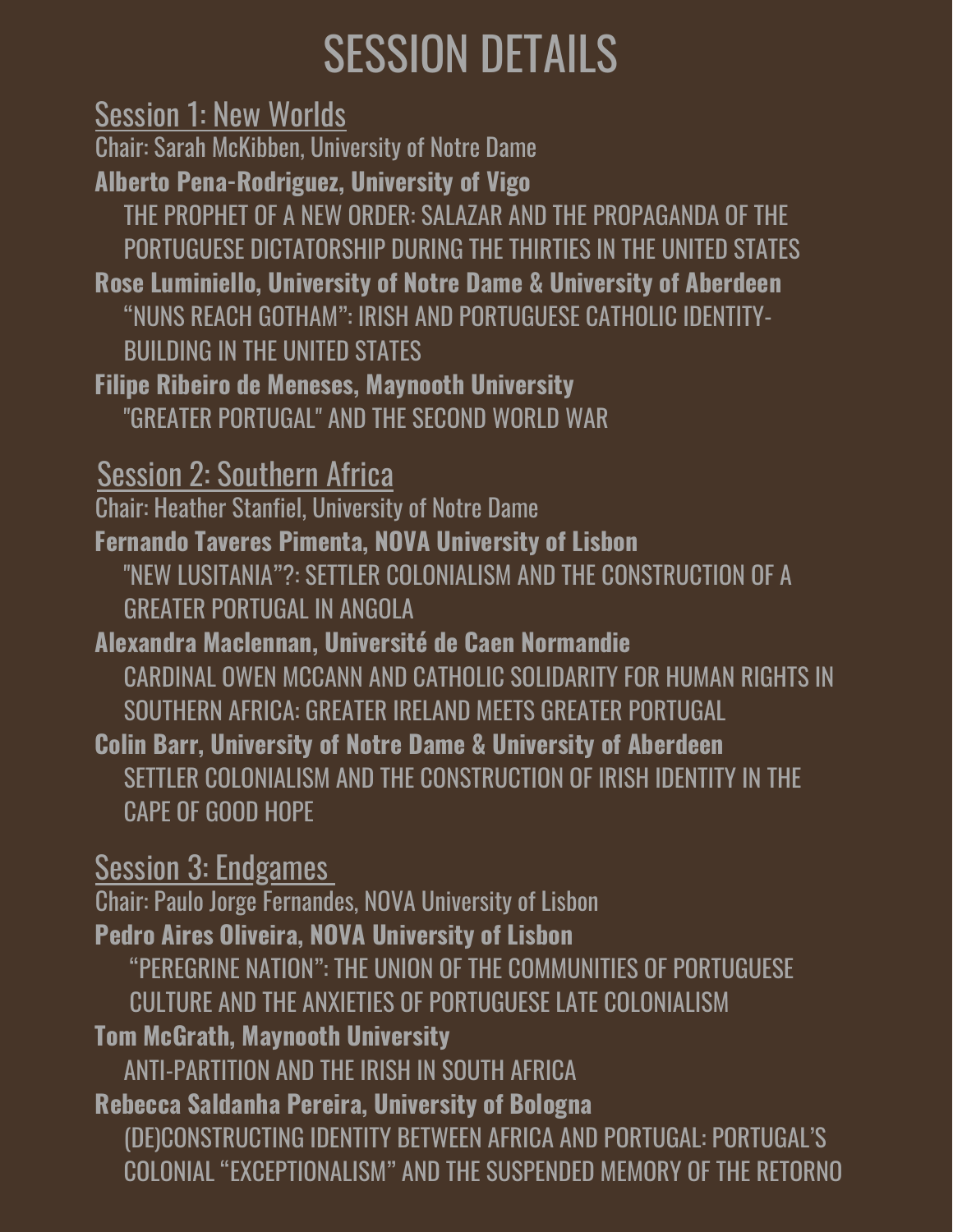# SESSION DETAILS

## Session 1: New Worlds

Chair: Sarah McKibben, University of Notre Dame

**Alberto Pena-Rodriguez, University of Vigo**

THE PROPHET OF A NEW ORDER: SALAZAR AND THE PROPAGANDA OF THE PORTUGUESE DICTATORSHIP DURING THE THIRTIES IN THE UNITED STATES

**Rose Luminiello, University of Notre Dame & University of Aberdeen**

"NUNS REACH GOTHAM": IRISH AND PORTUGUESE CATHOLIC IDENTITY-BUILDING IN THE UNITED STATES

**Filipe Ribeiro de Meneses, Maynooth University**

"GREATER PORTUGAL" AND THE SECOND WORLD WAR

## Session 2: Southern Africa

Chair: Heather Stanfiel, University of Notre Dame

**Fernando Taveres Pimenta, NOVA University of Lisbon**

"NEW LUSITANIA"?: SETTLER COLONIALISM AND THE CONSTRUCTION OF A GREATER PORTUGAL IN ANGOLA

**Alexandra Maclennan, Université de Caen Normandie**

CARDINAL OWEN MCCANN AND CATHOLIC SOLIDARITY FOR HUMAN RIGHTS IN SOUTHERN AFRICA: GREATER IRELAND MEETS GREATER PORTUGAL

**Colin Barr, University of Notre Dame & University of Aberdeen**

SETTLER COLONIALISM AND THE CONSTRUCTION OF IRISH IDENTITY IN THE CAPE OF GOOD HOPE

## Session 3: Endgames

Chair: Paulo Jorge Fernandes, NOVA University of Lisbon

**Pedro Aires Oliveira, NOVA University of Lisbon**

"PEREGRINE NATION": THE UNION OF THE COMMUNITIES OF PORTUGUESE CULTURE AND THE ANXIETIES OF PORTUGUESE LATE COLONIALISM

**Tom McGrath, Maynooth University**

ANTI-PARTITION AND THE IRISH IN SOUTH AFRICA

**Rebecca Saldanha Pereira, University of Bologna**

(DE)CONSTRUCTING IDENTITY BETWEEN AFRICA AND PORTUGAL: PORTUGAL'S COLONIAL "EXCEPTIONALISM" AND THE SUSPENDED MEMORY OF THE RETORNO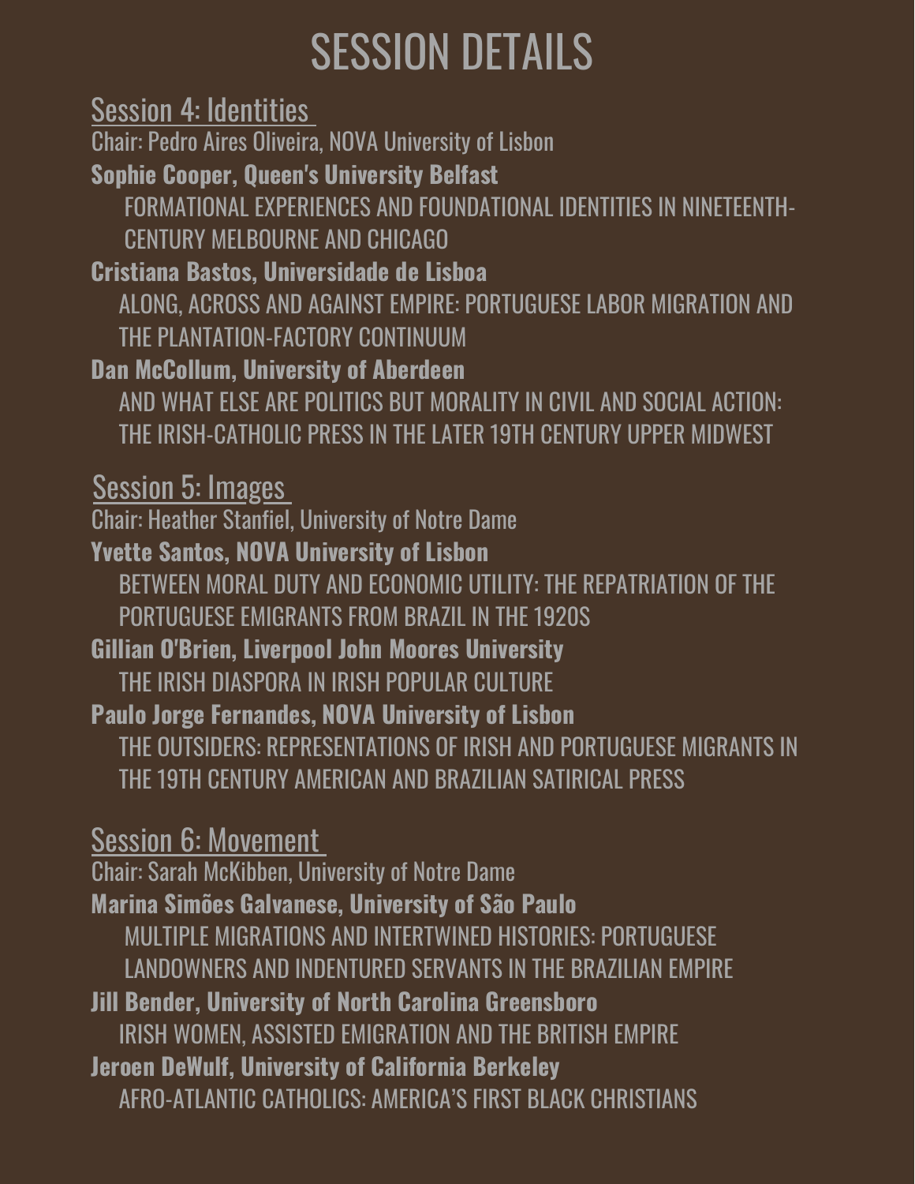# SESSION DETAILS

## Session 4: Identities

Chair: Pedro Aires Oliveira, NOVA University of Lisbon

**Sophie Cooper, Queen's University Belfast**

FORMATIONAL EXPERIENCES AND FOUNDATIONAL IDENTITIES IN NINETEENTH-CENTURY MELBOURNE AND CHICAGO

**Cristiana Bastos, Universidade de Lisboa**

ALONG, ACROSS AND AGAINST EMPIRE: PORTUGUESE LABOR MIGRATION AND THE PLANTATION-FACTORY CONTINUUM

**Dan McCollum, University of Aberdeen**

AND WHAT ELSE ARE POLITICS BUT MORALITY IN CIVIL AND SOCIAL ACTION: THE IRISH-CATHOLIC PRESS IN THE LATER 19TH CENTURY UPPER MIDWEST

## Session 5: Images

Chair: Heather Stanfiel, University of Notre Dame

**Yvette Santos, NOVA University of Lisbon**

BETWEEN MORAL DUTY AND ECONOMIC UTILITY: THE REPATRIATION OF THE PORTUGUESE EMIGRANTS FROM BRAZIL IN THE 1920S

**Gillian O'Brien, Liverpool John Moores University**

THE IRISH DIASPORA IN IRISH POPULAR CULTURE

**Paulo Jorge Fernandes, NOVA University of Lisbon**

THE OUTSIDERS: REPRESENTATIONS OF IRISH AND PORTUGUESE MIGRANTS IN THE 19TH CENTURY AMERICAN AND BRAZILIAN SATIRICAL PRESS

## Session 6: Movement

Chair: Sarah McKibben, University of Notre Dame

**Marina Simões Galvanese, University of São Paulo**

MULTIPLE MIGRATIONS AND INTERTWINED HISTORIES: PORTUGUESE LANDOWNERS AND INDENTURED SERVANTS IN THE BRAZILIAN EMPIRE

**Jill Bender, University of North Carolina Greensboro**

IRISH WOMEN, ASSISTED EMIGRATION AND THE BRITISH EMPIRE

**Jeroen DeWulf, University of California Berkeley**

AFRO-ATLANTIC CATHOLICS: AMERICA'S FIRST BLACK CHRISTIANS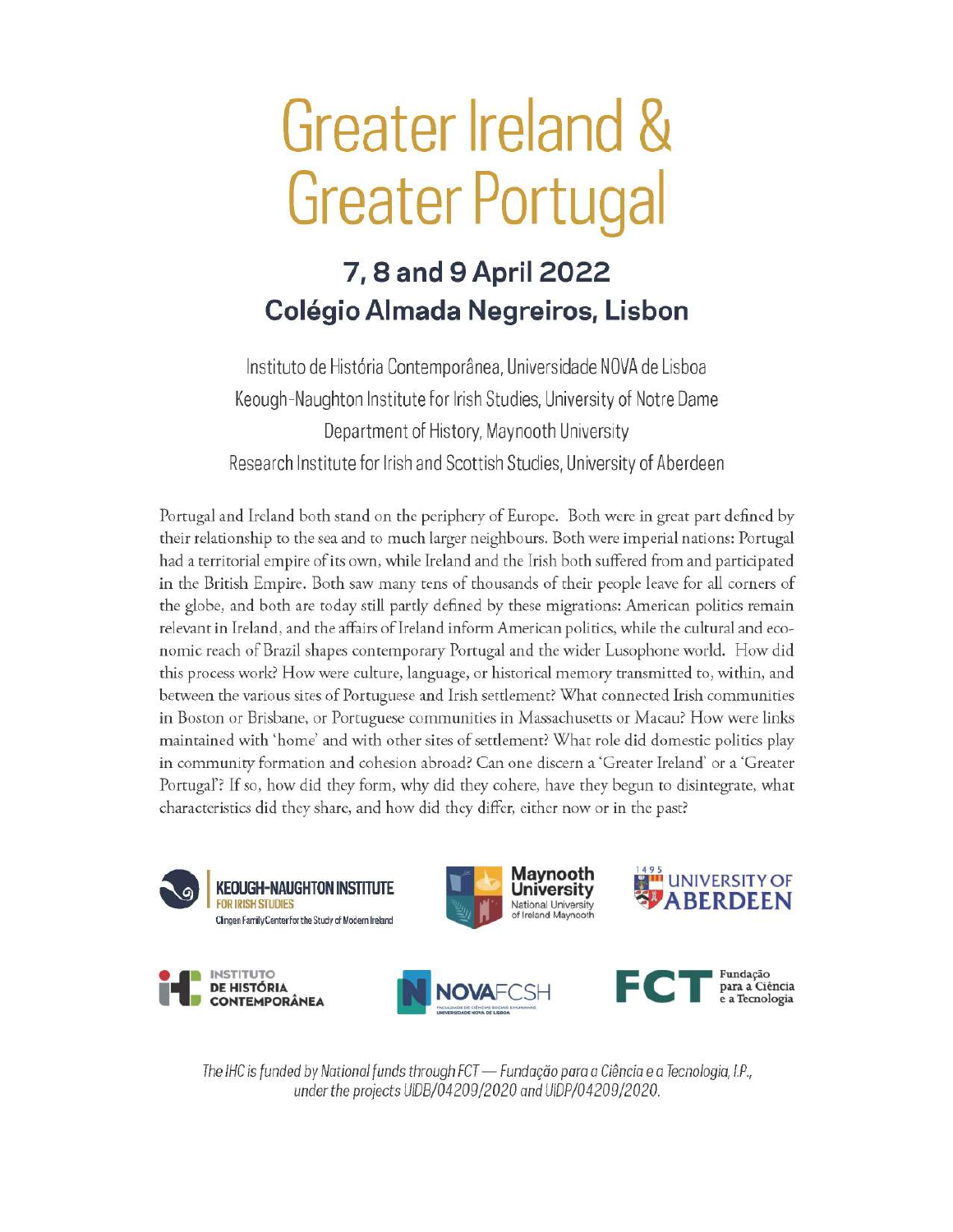# Greater Ireland & Greater Portugal

## 7, 8 and 9 April 2022
## Colégio Almada Negreiros, Lisbon

Instituto de História Contemporânea, Universidade NOVA de Lisboa
Keough-Naughton Institute for Irish Studies, University of Notre Dame
Department of History, Maynooth University
Research Institute for Irish and Scottish Studies, University of Aberdeen

Portugal and Ireland both stand on the periphery of Europe. Both were in great part defined by their relationship to the sea and to much larger neighbours. Both were imperial nations: Portugal had a territorial empire of its own, while Ireland and the Irish both suffered from and participated in the British Empire. Both saw many tens of thousands of their people leave for all corners of the globe, and both are today still partly defined by these migrations: American politics remain relevant in Ireland, and the affairs of Ireland inform American politics, while the cultural and economic reach of Brazil shapes contemporary Portugal and the wider Lusophone world. How did this process work? How were culture, language, or historical memory transmitted to, within, and between the various sites of Portuguese and Irish settlement? What connected Irish communities in Boston or Brisbane, or Portuguese communities in Massachusetts or Macau? How were links maintained with 'home' and with other sites of settlement? What role did domestic politics play in community formation and cohesion abroad? Can one discern a 'Greater Ireland' or a 'Greater Portugal'? If so, how did they form, why did they cohere, have they begun to disintegrate, what characteristics did they share, and how did they differ, either now or in the past?

KEOUGH-NAUGHTON INSTITUTE FOR IRISH STUDIES
Clingen Family Center for the Study of Modern Ireland

Maynooth University
National University of Ireland Maynooth

1495 UNIVERSITY OF ABERDEEN

INSTITUTO DE HISTÓRIA CONTEMPORÂNEA

NOVAFCSH
FACULDADE DE CIÊNCIAS SOCIAIS E HUMANAS
UNIVERSIDADE NOVA DE LISBOA

FCT Fundação para a Ciência e a Tecnologia

*The IHC is funded by National funds through FCT — Fundação para a Ciência e a Tecnologia, I.P., under the projects UIDB/04209/2020 and UIDP/04209/2020.*